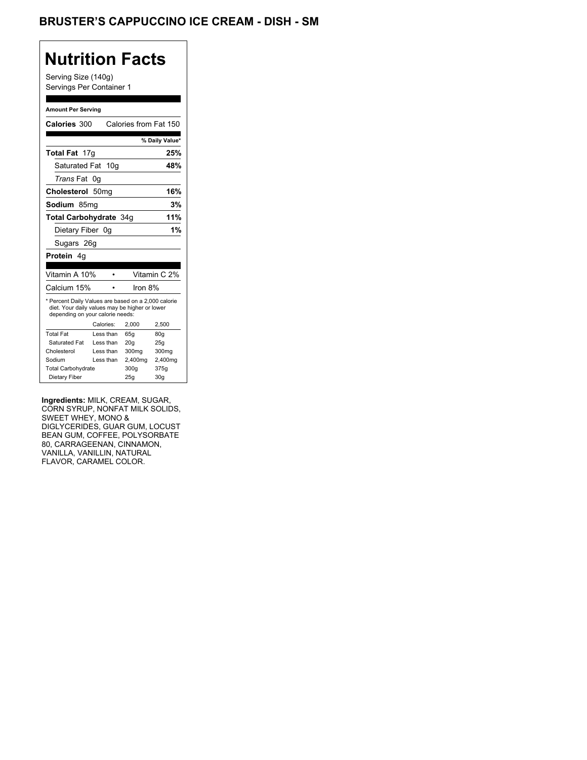# BRUSTER'S CAPPUCCINO ICE CREAM - DISH - SM

## Nutrition Facts

Serving Size (140g)
Servings Per Container 1

**Amount Per Serving**

**Calories** 300 Calories from Fat 150

| | % Daily Value* |
|---|---|
| **Total Fat** 17g | **25%** |
| Saturated Fat 10g | **48%** |
| *Trans* Fat 0g | |
| **Cholesterol** 50mg | **16%** |
| **Sodium** 85mg | **3%** |
| **Total Carbohydrate** 34g | **11%** |
| Dietary Fiber 0g | **1%** |
| Sugars 26g | |
| **Protein** 4g | |

| | |
|---|---|
| Vitamin A 10% | Vitamin C 2% |
| Calcium 15% | Iron 8% |

* Percent Daily Values are based on a 2,000 calorie diet. Your daily values may be higher or lower depending on your calorie needs:

| | Calories: | 2,000 | 2,500 |
|---|---|---|---|
| Total Fat | Less than | 65g | 80g |
| Saturated Fat | Less than | 20g | 25g |
| Cholesterol | Less than | 300mg | 300mg |
| Sodium | Less than | 2,400mg | 2,400mg |
| Total Carbohydrate | | 300g | 375g |
| Dietary Fiber | | 25g | 30g |

**Ingredients:** MILK, CREAM, SUGAR, CORN SYRUP, NONFAT MILK SOLIDS, SWEET WHEY, MONO & DIGLYCERIDES, GUAR GUM, LOCUST BEAN GUM, COFFEE, POLYSORBATE 80, CARRAGEENAN, CINNAMON, VANILLA, VANILLIN, NATURAL FLAVOR, CARAMEL COLOR.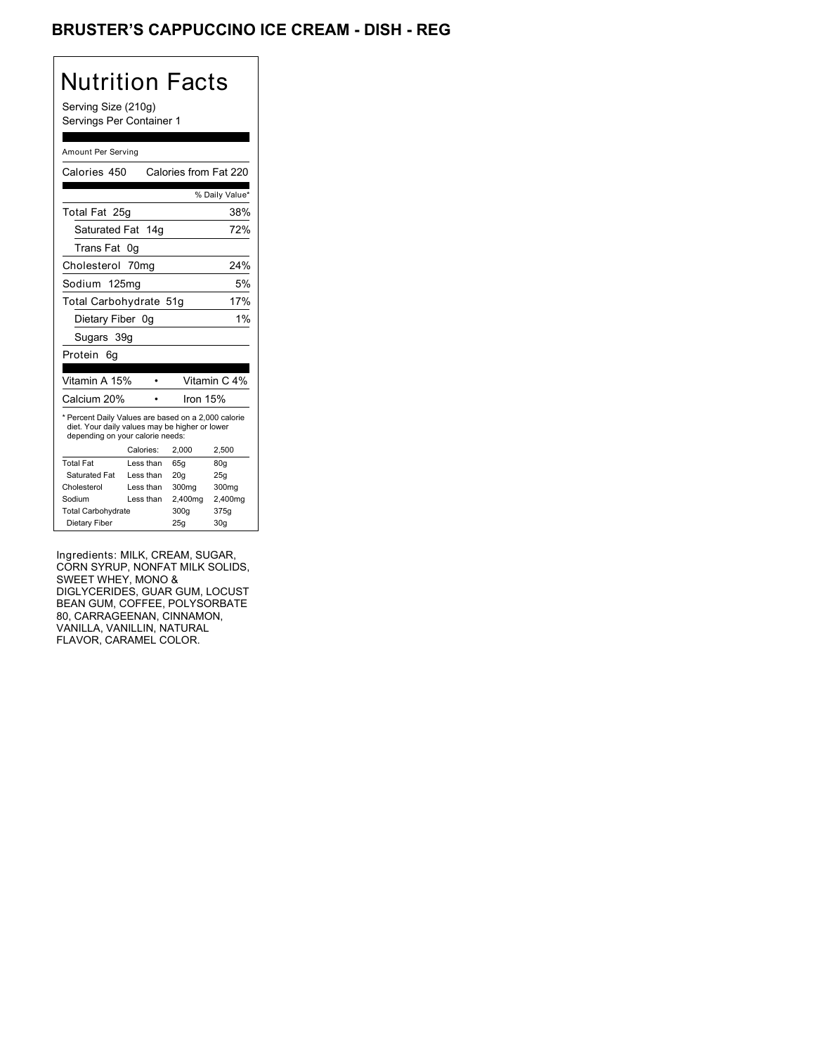# BRUSTER'S CAPPUCCINO ICE CREAM - DISH - REG

## Nutrition Facts

Serving Size (210g)
Servings Per Container 1

Amount Per Serving

| | |
|---|---|
| Calories 450 | Calories from Fat 220 |
| | % Daily Value* |
| Total Fat 25g | 38% |
| Saturated Fat 14g | 72% |
| Trans Fat 0g | |
| Cholesterol 70mg | 24% |
| Sodium 125mg | 5% |
| Total Carbohydrate 51g | 17% |
| Dietary Fiber 0g | 1% |
| Sugars 39g | |
| Protein 6g | |

| | |
|---|---|
| Vitamin A 15% | Vitamin C 4% |
| Calcium 20% | Iron 15% |

* Percent Daily Values are based on a 2,000 calorie diet. Your daily values may be higher or lower depending on your calorie needs:

| | Calories: | 2,000 | 2,500 |
|---|---|---|---|
| Total Fat | Less than | 65g | 80g |
| Saturated Fat | Less than | 20g | 25g |
| Cholesterol | Less than | 300mg | 300mg |
| Sodium | Less than | 2,400mg | 2,400mg |
| Total Carbohydrate | | 300g | 375g |
| Dietary Fiber | | 25g | 30g |

Ingredients: MILK, CREAM, SUGAR, CORN SYRUP, NONFAT MILK SOLIDS, SWEET WHEY, MONO & DIGLYCERIDES, GUAR GUM, LOCUST BEAN GUM, COFFEE, POLYSORBATE 80, CARRAGEENAN, CINNAMON, VANILLA, VANILLIN, NATURAL FLAVOR, CARAMEL COLOR.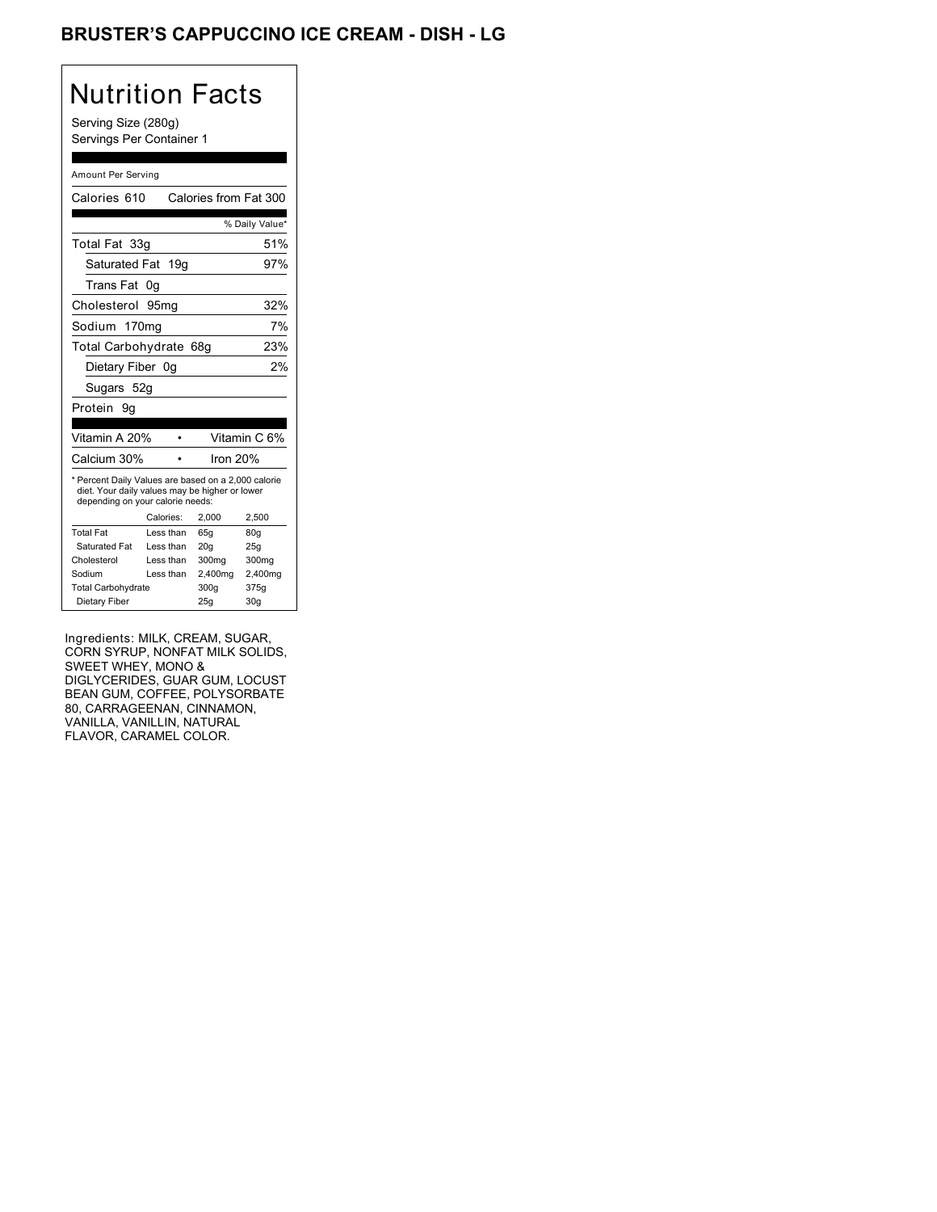# BRUSTER'S CAPPUCCINO ICE CREAM - DISH - LG

## Nutrition Facts

Serving Size (280g)
Servings Per Container 1

Amount Per Serving

| Calories 610 | Calories from Fat 300 |
|---|---|
| | % Daily Value* |
| Total Fat 33g | 51% |
| Saturated Fat 19g | 97% |
| Trans Fat 0g | |
| Cholesterol 95mg | 32% |
| Sodium 170mg | 7% |
| Total Carbohydrate 68g | 23% |
| Dietary Fiber 0g | 2% |
| Sugars 52g | |
| Protein 9g | |

| Vitamin A 20% | • | Vitamin C 6% |
|---|---|---|
| Calcium 30% | • | Iron 20% |

* Percent Daily Values are based on a 2,000 calorie diet. Your daily values may be higher or lower depending on your calorie needs:

| | Calories: | 2,000 | 2,500 |
|---|---|---|---|
| Total Fat | Less than | 65g | 80g |
| Saturated Fat | Less than | 20g | 25g |
| Cholesterol | Less than | 300mg | 300mg |
| Sodium | Less than | 2,400mg | 2,400mg |
| Total Carbohydrate | | 300g | 375g |
| Dietary Fiber | | 25g | 30g |

Ingredients: MILK, CREAM, SUGAR, CORN SYRUP, NONFAT MILK SOLIDS, SWEET WHEY, MONO & DIGLYCERIDES, GUAR GUM, LOCUST BEAN GUM, COFFEE, POLYSORBATE 80, CARRAGEENAN, CINNAMON, VANILLA, VANILLIN, NATURAL FLAVOR, CARAMEL COLOR.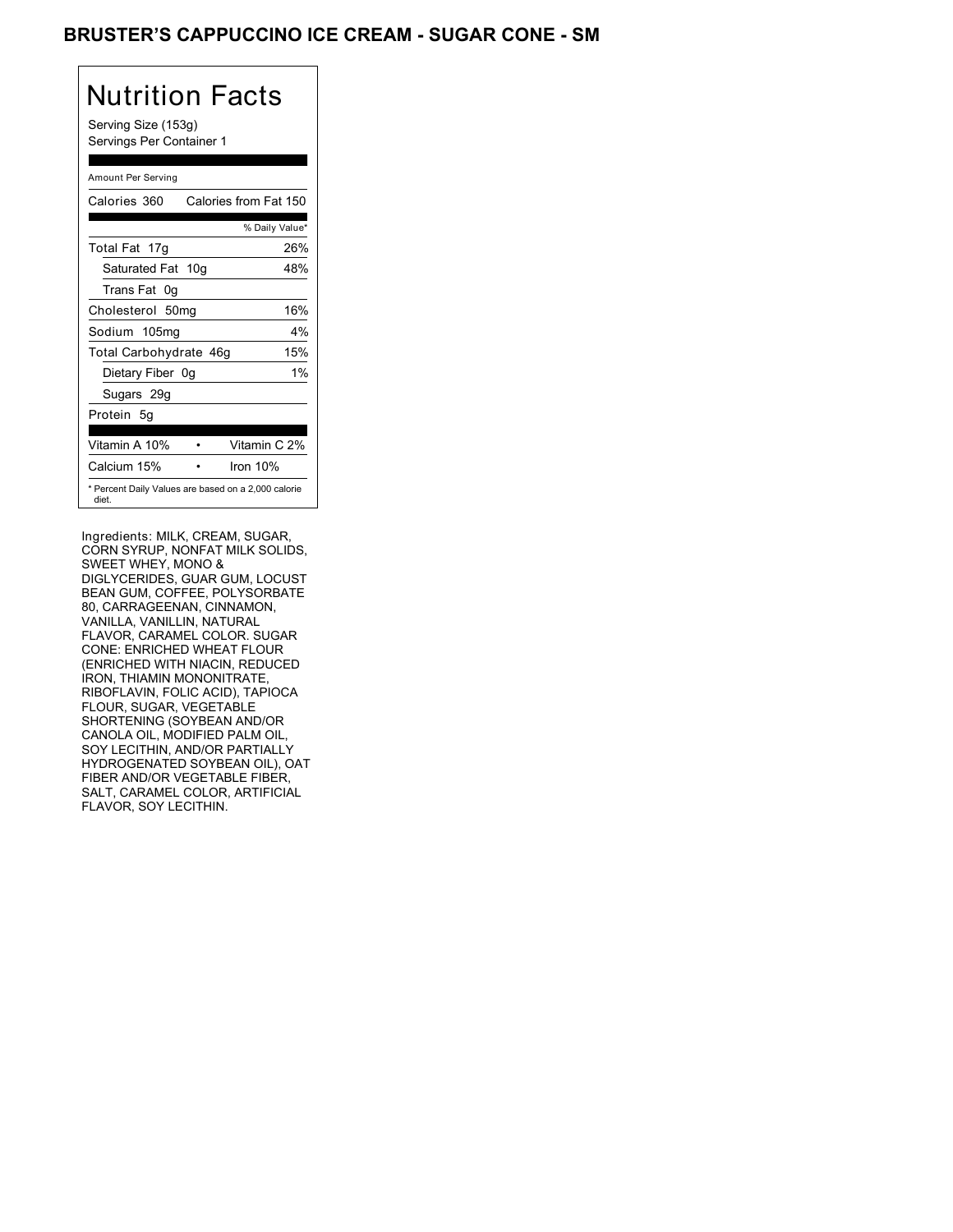# BRUSTER'S CAPPUCCINO ICE CREAM - SUGAR CONE - SM

## Nutrition Facts

Serving Size (153g)
Servings Per Container 1

Amount Per Serving

| Calories 360 | Calories from Fat 150 |
|---|---|
| | % Daily Value* |
| Total Fat 17g | 26% |
| Saturated Fat 10g | 48% |
| Trans Fat 0g | |
| Cholesterol 50mg | 16% |
| Sodium 105mg | 4% |
| Total Carbohydrate 46g | 15% |
| Dietary Fiber 0g | 1% |
| Sugars 29g | |
| Protein 5g | |

| Vitamin A 10% | • | Vitamin C 2% |
|---|---|---|
| Calcium 15% | • | Iron 10% |

* Percent Daily Values are based on a 2,000 calorie diet.

Ingredients: MILK, CREAM, SUGAR, CORN SYRUP, NONFAT MILK SOLIDS, SWEET WHEY, MONO & DIGLYCERIDES, GUAR GUM, LOCUST BEAN GUM, COFFEE, POLYSORBATE 80, CARRAGEENAN, CINNAMON, VANILLA, VANILLIN, NATURAL FLAVOR, CARAMEL COLOR. SUGAR CONE: ENRICHED WHEAT FLOUR (ENRICHED WITH NIACIN, REDUCED IRON, THIAMIN MONONITRATE, RIBOFLAVIN, FOLIC ACID), TAPIOCA FLOUR, SUGAR, VEGETABLE SHORTENING (SOYBEAN AND/OR CANOLA OIL, MODIFIED PALM OIL, SOY LECITHIN, AND/OR PARTIALLY HYDROGENATED SOYBEAN OIL), OAT FIBER AND/OR VEGETABLE FIBER, SALT, CARAMEL COLOR, ARTIFICIAL FLAVOR, SOY LECITHIN.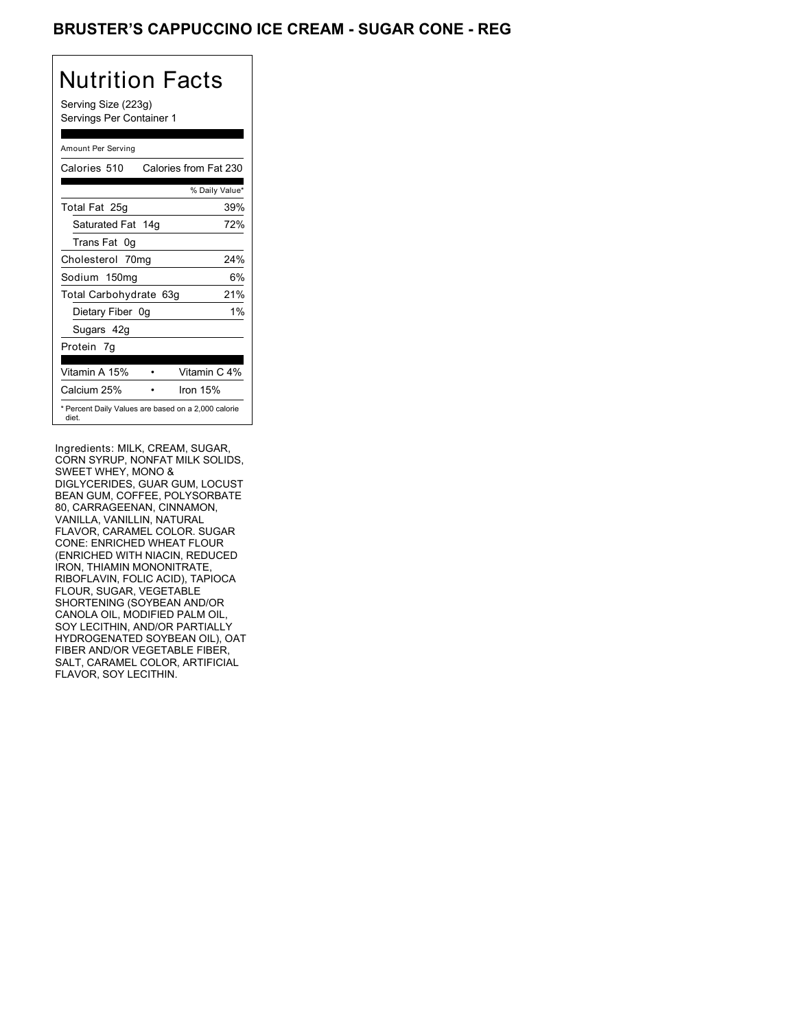# BRUSTER'S CAPPUCCINO ICE CREAM - SUGAR CONE - REG

## Nutrition Facts

Serving Size (223g)
Servings Per Container 1

Amount Per Serving

| Calories 510 | Calories from Fat 230 |
|---|---|
| | % Daily Value* |
| Total Fat 25g | 39% |
| Saturated Fat 14g | 72% |
| Trans Fat 0g | |
| Cholesterol 70mg | 24% |
| Sodium 150mg | 6% |
| Total Carbohydrate 63g | 21% |
| Dietary Fiber 0g | 1% |
| Sugars 42g | |
| Protein 7g | |

| Vitamin A 15% | • | Vitamin C 4% |
|---|---|---|
| Calcium 25% | • | Iron 15% |

* Percent Daily Values are based on a 2,000 calorie diet.

Ingredients: MILK, CREAM, SUGAR, CORN SYRUP, NONFAT MILK SOLIDS, SWEET WHEY, MONO & DIGLYCERIDES, GUAR GUM, LOCUST BEAN GUM, COFFEE, POLYSORBATE 80, CARRAGEENAN, CINNAMON, VANILLA, VANILLIN, NATURAL FLAVOR, CARAMEL COLOR. SUGAR CONE: ENRICHED WHEAT FLOUR (ENRICHED WITH NIACIN, REDUCED IRON, THIAMIN MONONITRATE, RIBOFLAVIN, FOLIC ACID), TAPIOCA FLOUR, SUGAR, VEGETABLE SHORTENING (SOYBEAN AND/OR CANOLA OIL, MODIFIED PALM OIL, SOY LECITHIN, AND/OR PARTIALLY HYDROGENATED SOYBEAN OIL), OAT FIBER AND/OR VEGETABLE FIBER, SALT, CARAMEL COLOR, ARTIFICIAL FLAVOR, SOY LECITHIN.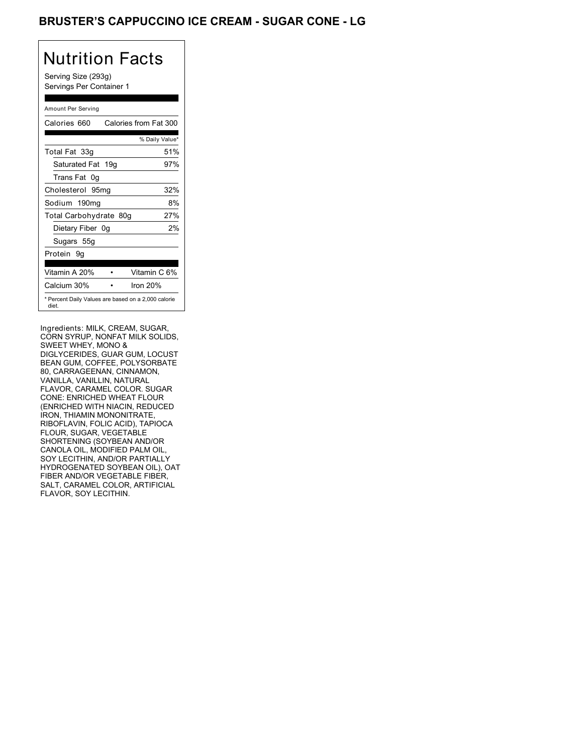# BRUSTER'S CAPPUCCINO ICE CREAM - SUGAR CONE - LG

## Nutrition Facts

Serving Size (293g)
Servings Per Container 1

Amount Per Serving

| Calories 660 | Calories from Fat 300 |
|---|---|
| | % Daily Value* |
| Total Fat 33g | 51% |
| Saturated Fat 19g | 97% |
| Trans Fat 0g | |
| Cholesterol 95mg | 32% |
| Sodium 190mg | 8% |
| Total Carbohydrate 80g | 27% |
| Dietary Fiber 0g | 2% |
| Sugars 55g | |
| Protein 9g | |

| Vitamin A 20% | • | Vitamin C 6% |
|---|---|---|
| Calcium 30% | • | Iron 20% |

* Percent Daily Values are based on a 2,000 calorie diet.

Ingredients: MILK, CREAM, SUGAR, CORN SYRUP, NONFAT MILK SOLIDS, SWEET WHEY, MONO & DIGLYCERIDES, GUAR GUM, LOCUST BEAN GUM, COFFEE, POLYSORBATE 80, CARRAGEENAN, CINNAMON, VANILLA, VANILLIN, NATURAL FLAVOR, CARAMEL COLOR. SUGAR CONE: ENRICHED WHEAT FLOUR (ENRICHED WITH NIACIN, REDUCED IRON, THIAMIN MONONITRATE, RIBOFLAVIN, FOLIC ACID), TAPIOCA FLOUR, SUGAR, VEGETABLE SHORTENING (SOYBEAN AND/OR CANOLA OIL, MODIFIED PALM OIL, SOY LECITHIN, AND/OR PARTIALLY HYDROGENATED SOYBEAN OIL), OAT FIBER AND/OR VEGETABLE FIBER, SALT, CARAMEL COLOR, ARTIFICIAL FLAVOR, SOY LECITHIN.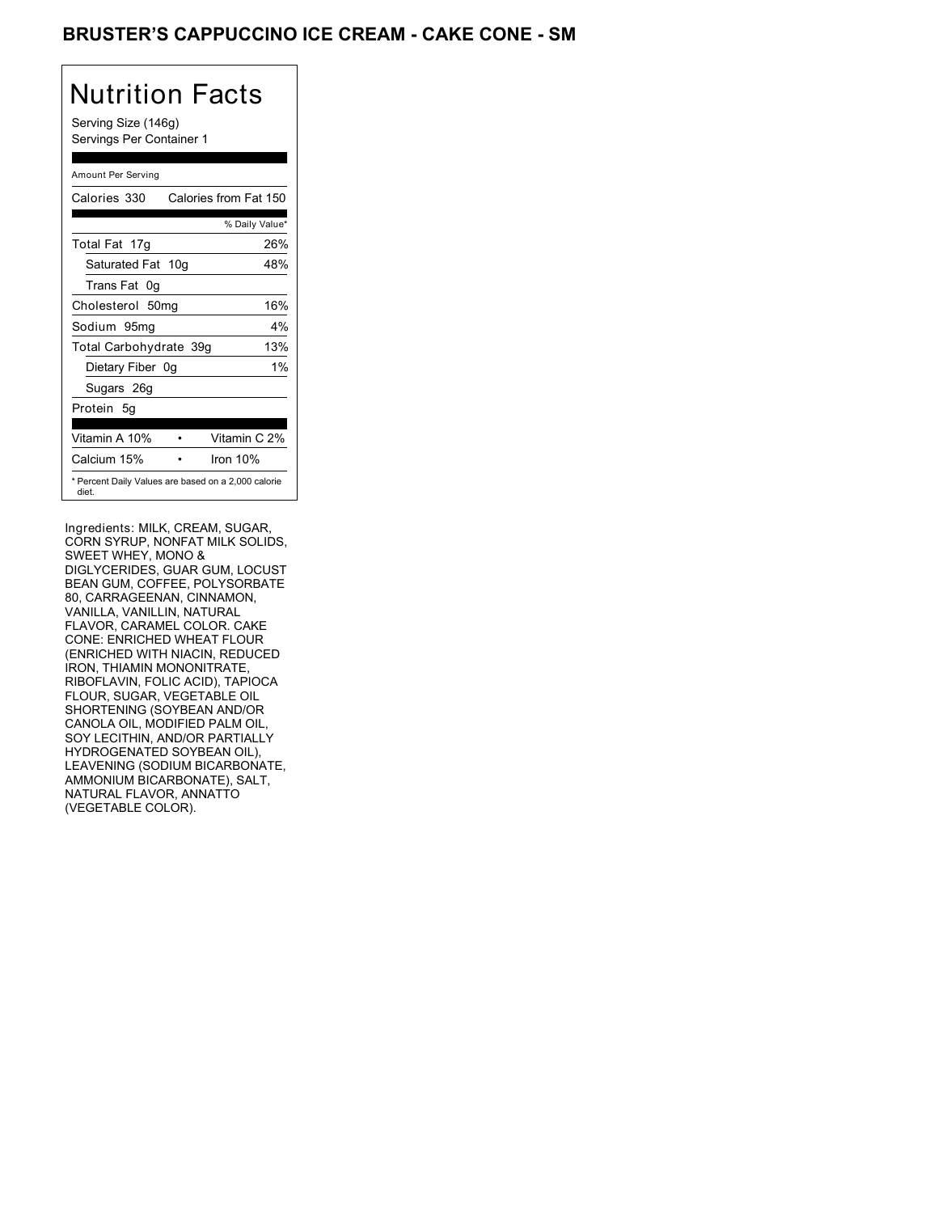# BRUSTER'S CAPPUCCINO ICE CREAM - CAKE CONE - SM

## Nutrition Facts

Serving Size (146g)
Servings Per Container 1

Amount Per Serving

| Calories 330 | Calories from Fat 150 |
|---|---|
| | % Daily Value* |
| Total Fat 17g | 26% |
| Saturated Fat 10g | 48% |
| Trans Fat 0g | |
| Cholesterol 50mg | 16% |
| Sodium 95mg | 4% |
| Total Carbohydrate 39g | 13% |
| Dietary Fiber 0g | 1% |
| Sugars 26g | |
| Protein 5g | |

| Vitamin A 10% | • | Vitamin C 2% |
|---|---|---|
| Calcium 15% | • | Iron 10% |

* Percent Daily Values are based on a 2,000 calorie diet.

Ingredients: MILK, CREAM, SUGAR, CORN SYRUP, NONFAT MILK SOLIDS, SWEET WHEY, MONO & DIGLYCERIDES, GUAR GUM, LOCUST BEAN GUM, COFFEE, POLYSORBATE 80, CARRAGEENAN, CINNAMON, VANILLA, VANILLIN, NATURAL FLAVOR, CARAMEL COLOR. CAKE CONE: ENRICHED WHEAT FLOUR (ENRICHED WITH NIACIN, REDUCED IRON, THIAMIN MONONITRATE, RIBOFLAVIN, FOLIC ACID), TAPIOCA FLOUR, SUGAR, VEGETABLE OIL SHORTENING (SOYBEAN AND/OR CANOLA OIL, MODIFIED PALM OIL, SOY LECITHIN, AND/OR PARTIALLY HYDROGENATED SOYBEAN OIL), LEAVENING (SODIUM BICARBONATE, AMMONIUM BICARBONATE), SALT, NATURAL FLAVOR, ANNATTO (VEGETABLE COLOR).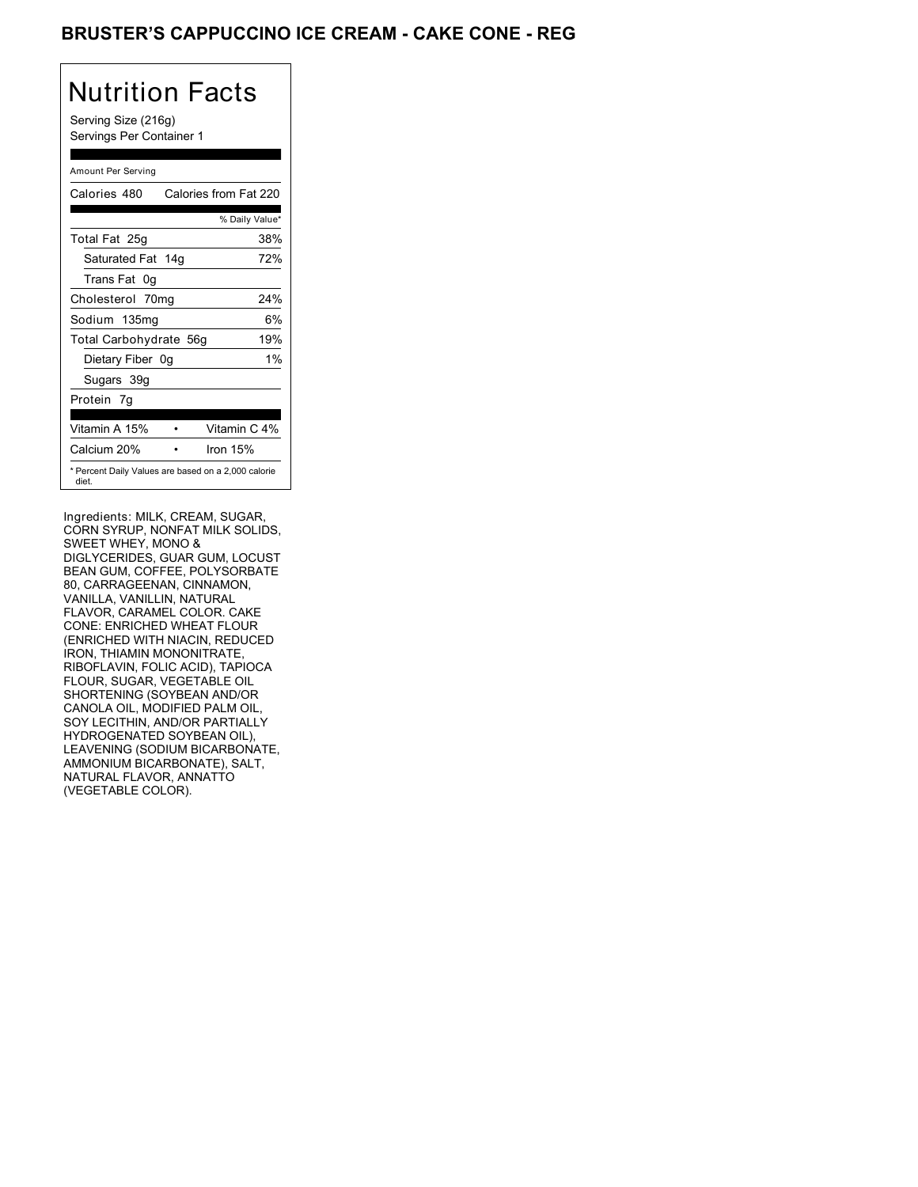# BRUSTER'S CAPPUCCINO ICE CREAM - CAKE CONE - REG

## Nutrition Facts

Serving Size (216g)
Servings Per Container 1

Amount Per Serving

| | |
|---|---|
| Calories 480 | Calories from Fat 220 |
| | % Daily Value* |
| Total Fat 25g | 38% |
| Saturated Fat 14g | 72% |
| Trans Fat 0g | |
| Cholesterol 70mg | 24% |
| Sodium 135mg | 6% |
| Total Carbohydrate 56g | 19% |
| Dietary Fiber 0g | 1% |
| Sugars 39g | |
| Protein 7g | |

| | |
|---|---|
| Vitamin A 15% | Vitamin C 4% |
| Calcium 20% | Iron 15% |

* Percent Daily Values are based on a 2,000 calorie diet.

Ingredients: MILK, CREAM, SUGAR, CORN SYRUP, NONFAT MILK SOLIDS, SWEET WHEY, MONO & DIGLYCERIDES, GUAR GUM, LOCUST BEAN GUM, COFFEE, POLYSORBATE 80, CARRAGEENAN, CINNAMON, VANILLA, VANILLIN, NATURAL FLAVOR, CARAMEL COLOR. CAKE CONE: ENRICHED WHEAT FLOUR (ENRICHED WITH NIACIN, REDUCED IRON, THIAMIN MONONITRATE, RIBOFLAVIN, FOLIC ACID), TAPIOCA FLOUR, SUGAR, VEGETABLE OIL SHORTENING (SOYBEAN AND/OR CANOLA OIL, MODIFIED PALM OIL, SOY LECITHIN, AND/OR PARTIALLY HYDROGENATED SOYBEAN OIL), LEAVENING (SODIUM BICARBONATE, AMMONIUM BICARBONATE), SALT, NATURAL FLAVOR, ANNATTO (VEGETABLE COLOR).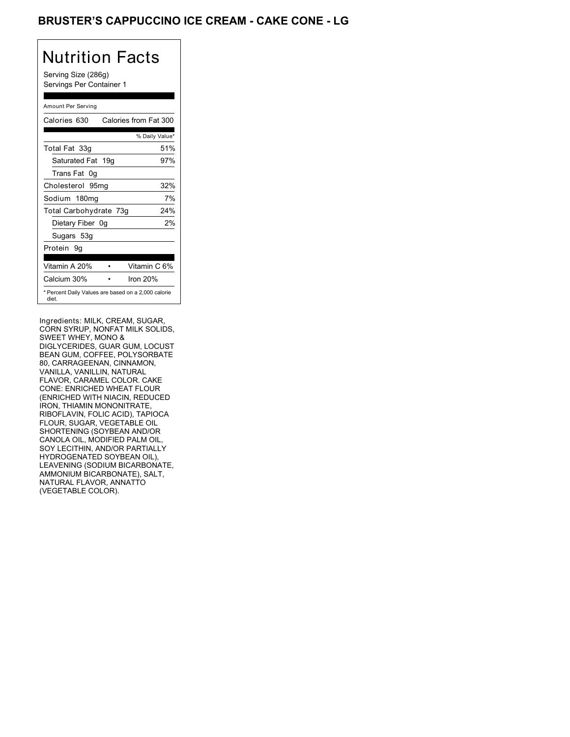## BRUSTER'S CAPPUCCINO ICE CREAM - CAKE CONE - LG

# Nutrition Facts

Serving Size (286g)
Servings Per Container 1

Amount Per Serving

| Calories 630 | Calories from Fat 300 |
|---|---|
| | % Daily Value* |
| Total Fat 33g | 51% |
| Saturated Fat 19g | 97% |
| Trans Fat 0g | |
| Cholesterol 95mg | 32% |
| Sodium 180mg | 7% |
| Total Carbohydrate 73g | 24% |
| Dietary Fiber 0g | 2% |
| Sugars 53g | |
| Protein 9g | |

| Vitamin A 20% | Vitamin C 6% |
|---|---|
| Calcium 30% | Iron 20% |

* Percent Daily Values are based on a 2,000 calorie diet.

Ingredients: MILK, CREAM, SUGAR, CORN SYRUP, NONFAT MILK SOLIDS, SWEET WHEY, MONO & DIGLYCERIDES, GUAR GUM, LOCUST BEAN GUM, COFFEE, POLYSORBATE 80, CARRAGEENAN, CINNAMON, VANILLA, VANILLIN, NATURAL FLAVOR, CARAMEL COLOR. CAKE CONE: ENRICHED WHEAT FLOUR (ENRICHED WITH NIACIN, REDUCED IRON, THIAMIN MONONITRATE, RIBOFLAVIN, FOLIC ACID), TAPIOCA FLOUR, SUGAR, VEGETABLE OIL SHORTENING (SOYBEAN AND/OR CANOLA OIL, MODIFIED PALM OIL, SOY LECITHIN, AND/OR PARTIALLY HYDROGENATED SOYBEAN OIL), LEAVENING (SODIUM BICARBONATE, AMMONIUM BICARBONATE), SALT, NATURAL FLAVOR, ANNATTO (VEGETABLE COLOR).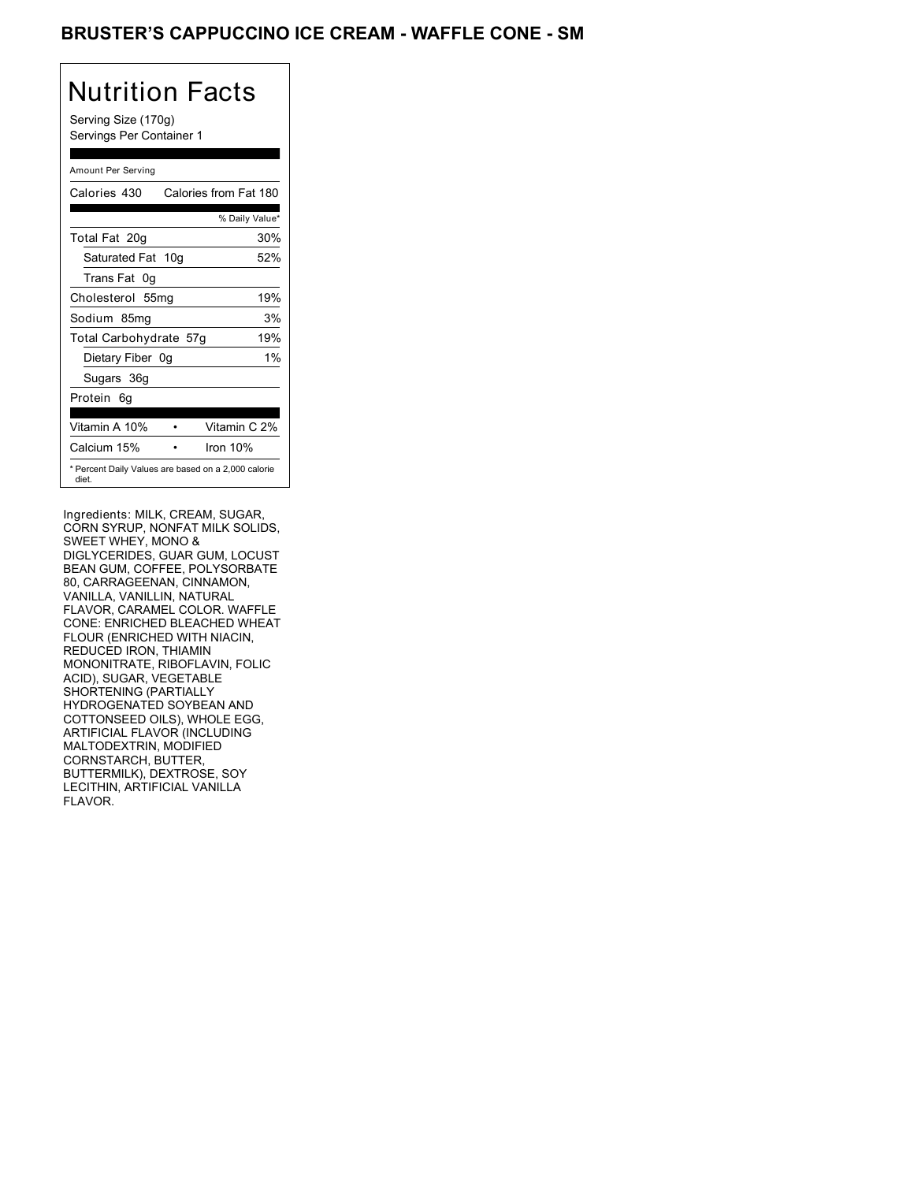# BRUSTER'S CAPPUCCINO ICE CREAM - WAFFLE CONE - SM

## Nutrition Facts

Serving Size (170g)
Servings Per Container 1

Amount Per Serving

| Calories 430 | Calories from Fat 180 |
|---|---|
| | % Daily Value* |
| Total Fat 20g | 30% |
| Saturated Fat 10g | 52% |
| Trans Fat 0g | |
| Cholesterol 55mg | 19% |
| Sodium 85mg | 3% |
| Total Carbohydrate 57g | 19% |
| Dietary Fiber 0g | 1% |
| Sugars 36g | |
| Protein 6g | |

| Vitamin A 10% | • | Vitamin C 2% |
|---|---|---|
| Calcium 15% | • | Iron 10% |

* Percent Daily Values are based on a 2,000 calorie diet.

Ingredients: MILK, CREAM, SUGAR, CORN SYRUP, NONFAT MILK SOLIDS, SWEET WHEY, MONO & DIGLYCERIDES, GUAR GUM, LOCUST BEAN GUM, COFFEE, POLYSORBATE 80, CARRAGEENAN, CINNAMON, VANILLA, VANILLIN, NATURAL FLAVOR, CARAMEL COLOR. WAFFLE CONE: ENRICHED BLEACHED WHEAT FLOUR (ENRICHED WITH NIACIN, REDUCED IRON, THIAMIN MONONITRATE, RIBOFLAVIN, FOLIC ACID), SUGAR, VEGETABLE SHORTENING (PARTIALLY HYDROGENATED SOYBEAN AND COTTONSEED OILS), WHOLE EGG, ARTIFICIAL FLAVOR (INCLUDING MALTODEXTRIN, MODIFIED CORNSTARCH, BUTTER, BUTTERMILK), DEXTROSE, SOY LECITHIN, ARTIFICIAL VANILLA FLAVOR.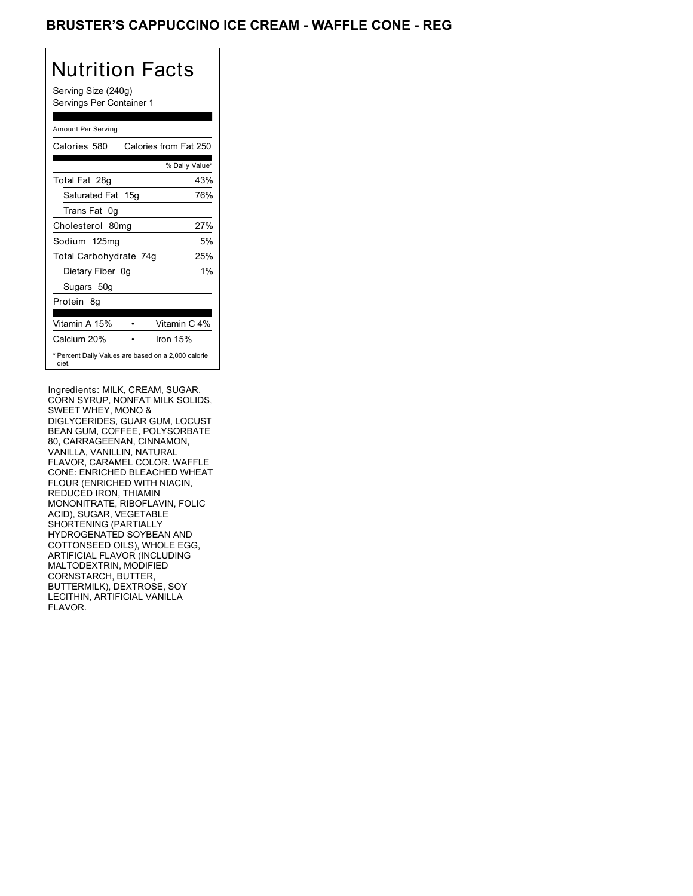# BRUSTER'S CAPPUCCINO ICE CREAM - WAFFLE CONE - REG

## Nutrition Facts

Serving Size (240g)
Servings Per Container 1

| Amount Per Serving | |
|---|---|
| Calories 580 | Calories from Fat 250 |
| | % Daily Value* |
| Total Fat 28g | 43% |
| Saturated Fat 15g | 76% |
| Trans Fat 0g | |
| Cholesterol 80mg | 27% |
| Sodium 125mg | 5% |
| Total Carbohydrate 74g | 25% |
| Dietary Fiber 0g | 1% |
| Sugars 50g | |
| Protein 8g | |
| Vitamin A 15% | Vitamin C 4% |
| Calcium 20% | Iron 15% |

* Percent Daily Values are based on a 2,000 calorie diet.

Ingredients: MILK, CREAM, SUGAR, CORN SYRUP, NONFAT MILK SOLIDS, SWEET WHEY, MONO & DIGLYCERIDES, GUAR GUM, LOCUST BEAN GUM, COFFEE, POLYSORBATE 80, CARRAGEENAN, CINNAMON, VANILLA, VANILLIN, NATURAL FLAVOR, CARAMEL COLOR. WAFFLE CONE: ENRICHED BLEACHED WHEAT FLOUR (ENRICHED WITH NIACIN, REDUCED IRON, THIAMIN MONONITRATE, RIBOFLAVIN, FOLIC ACID), SUGAR, VEGETABLE SHORTENING (PARTIALLY HYDROGENATED SOYBEAN AND COTTONSEED OILS), WHOLE EGG, ARTIFICIAL FLAVOR (INCLUDING MALTODEXTRIN, MODIFIED CORNSTARCH, BUTTER, BUTTERMILK), DEXTROSE, SOY LECITHIN, ARTIFICIAL VANILLA FLAVOR.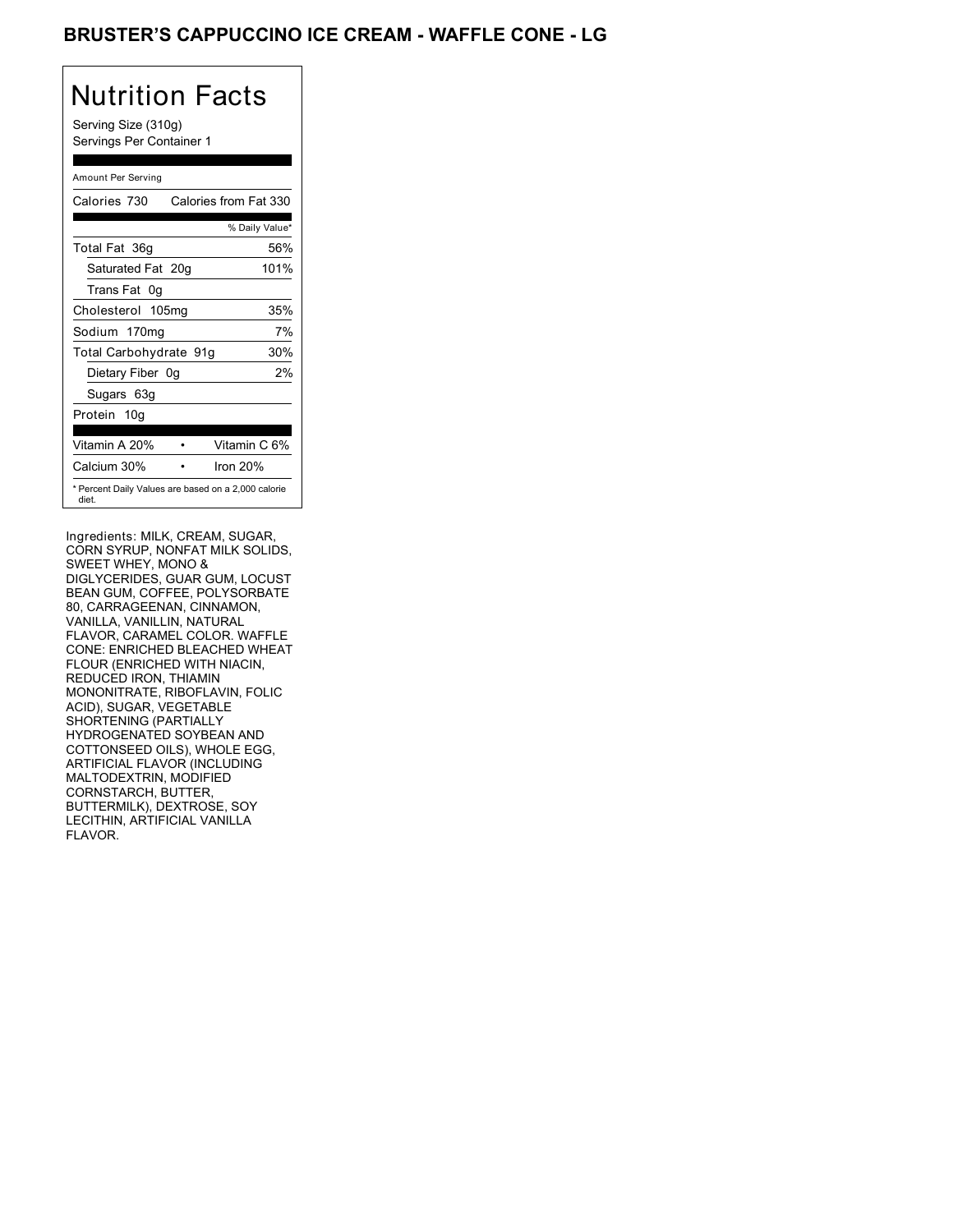# BRUSTER'S CAPPUCCINO ICE CREAM - WAFFLE CONE - LG

## Nutrition Facts

Serving Size (310g)
Servings Per Container 1

Amount Per Serving

| | |
|---|---|
| Calories 730 | Calories from Fat 330 |
| | % Daily Value* |
| Total Fat 36g | 56% |
| Saturated Fat 20g | 101% |
| Trans Fat 0g | |
| Cholesterol 105mg | 35% |
| Sodium 170mg | 7% |
| Total Carbohydrate 91g | 30% |
| Dietary Fiber 0g | 2% |
| Sugars 63g | |
| Protein 10g | |
| Vitamin A 20% | Vitamin C 6% |
| Calcium 30% | Iron 20% |

* Percent Daily Values are based on a 2,000 calorie diet.

Ingredients: MILK, CREAM, SUGAR, CORN SYRUP, NONFAT MILK SOLIDS, SWEET WHEY, MONO & DIGLYCERIDES, GUAR GUM, LOCUST BEAN GUM, COFFEE, POLYSORBATE 80, CARRAGEENAN, CINNAMON, VANILLA, VANILLIN, NATURAL FLAVOR, CARAMEL COLOR. WAFFLE CONE: ENRICHED BLEACHED WHEAT FLOUR (ENRICHED WITH NIACIN, REDUCED IRON, THIAMIN MONONITRATE, RIBOFLAVIN, FOLIC ACID), SUGAR, VEGETABLE SHORTENING (PARTIALLY HYDROGENATED SOYBEAN AND COTTONSEED OILS), WHOLE EGG, ARTIFICIAL FLAVOR (INCLUDING MALTODEXTRIN, MODIFIED CORNSTARCH, BUTTER, BUTTERMILK), DEXTROSE, SOY LECITHIN, ARTIFICIAL VANILLA FLAVOR.